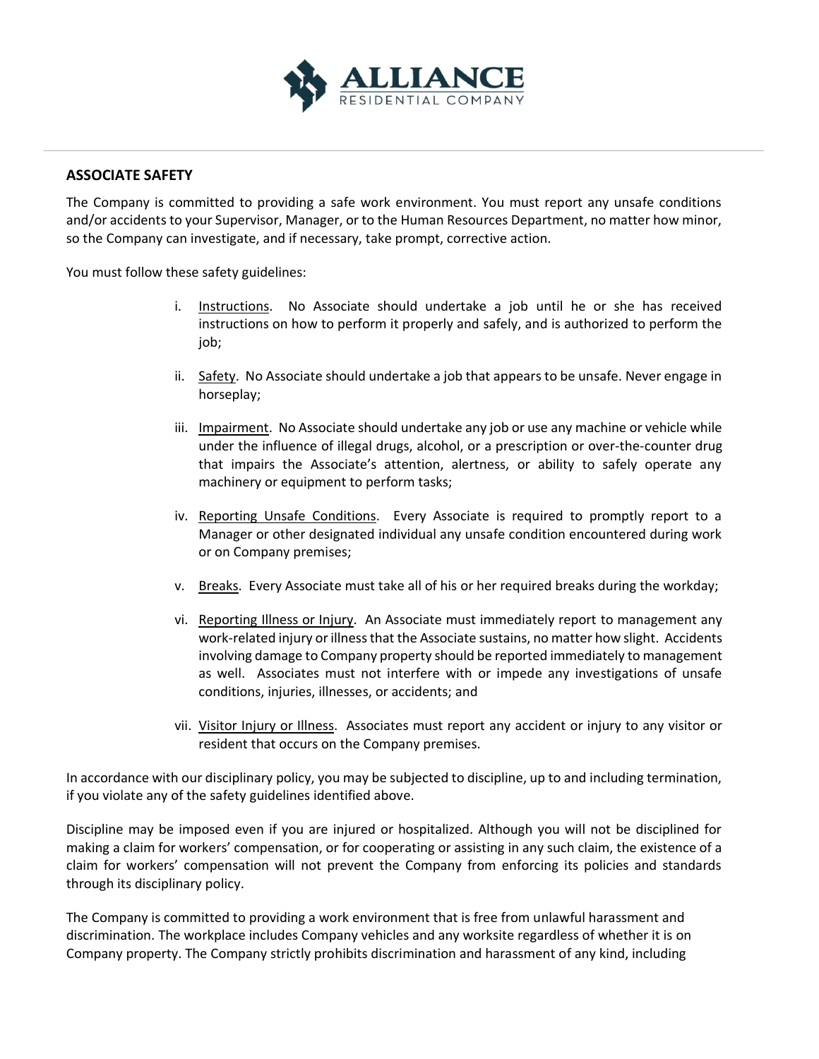## ASSOCIATE SAFETY

The Company is committed to providing a safe work environment. You must report any unsafe conditions and/or accidents to your Supervisor, Manager, or to the Human Resources Department, no matter how minor, so the Company can investigate, and if necessary, take prompt, corrective action.

You must follow these safety guidelines:

i. Instructions. No Associate should undertake a job until he or she has received instructions on how to perform it properly and safely, and is authorized to perform the job;

ii. Safety. No Associate should undertake a job that appears to be unsafe. Never engage in horseplay;

iii. Impairment. No Associate should undertake any job or use any machine or vehicle while under the influence of illegal drugs, alcohol, or a prescription or over-the-counter drug that impairs the Associate's attention, alertness, or ability to safely operate any machinery or equipment to perform tasks;

iv. Reporting Unsafe Conditions. Every Associate is required to promptly report to a Manager or other designated individual any unsafe condition encountered during work or on Company premises;

v. Breaks. Every Associate must take all of his or her required breaks during the workday;

vi. Reporting Illness or Injury. An Associate must immediately report to management any work-related injury or illness that the Associate sustains, no matter how slight. Accidents involving damage to Company property should be reported immediately to management as well. Associates must not interfere with or impede any investigations of unsafe conditions, injuries, illnesses, or accidents; and

vii. Visitor Injury or Illness. Associates must report any accident or injury to any visitor or resident that occurs on the Company premises.

In accordance with our disciplinary policy, you may be subjected to discipline, up to and including termination, if you violate any of the safety guidelines identified above.

Discipline may be imposed even if you are injured or hospitalized. Although you will not be disciplined for making a claim for workers' compensation, or for cooperating or assisting in any such claim, the existence of a claim for workers' compensation will not prevent the Company from enforcing its policies and standards through its disciplinary policy.

The Company is committed to providing a work environment that is free from unlawful harassment and discrimination. The workplace includes Company vehicles and any worksite regardless of whether it is on Company property. The Company strictly prohibits discrimination and harassment of any kind, including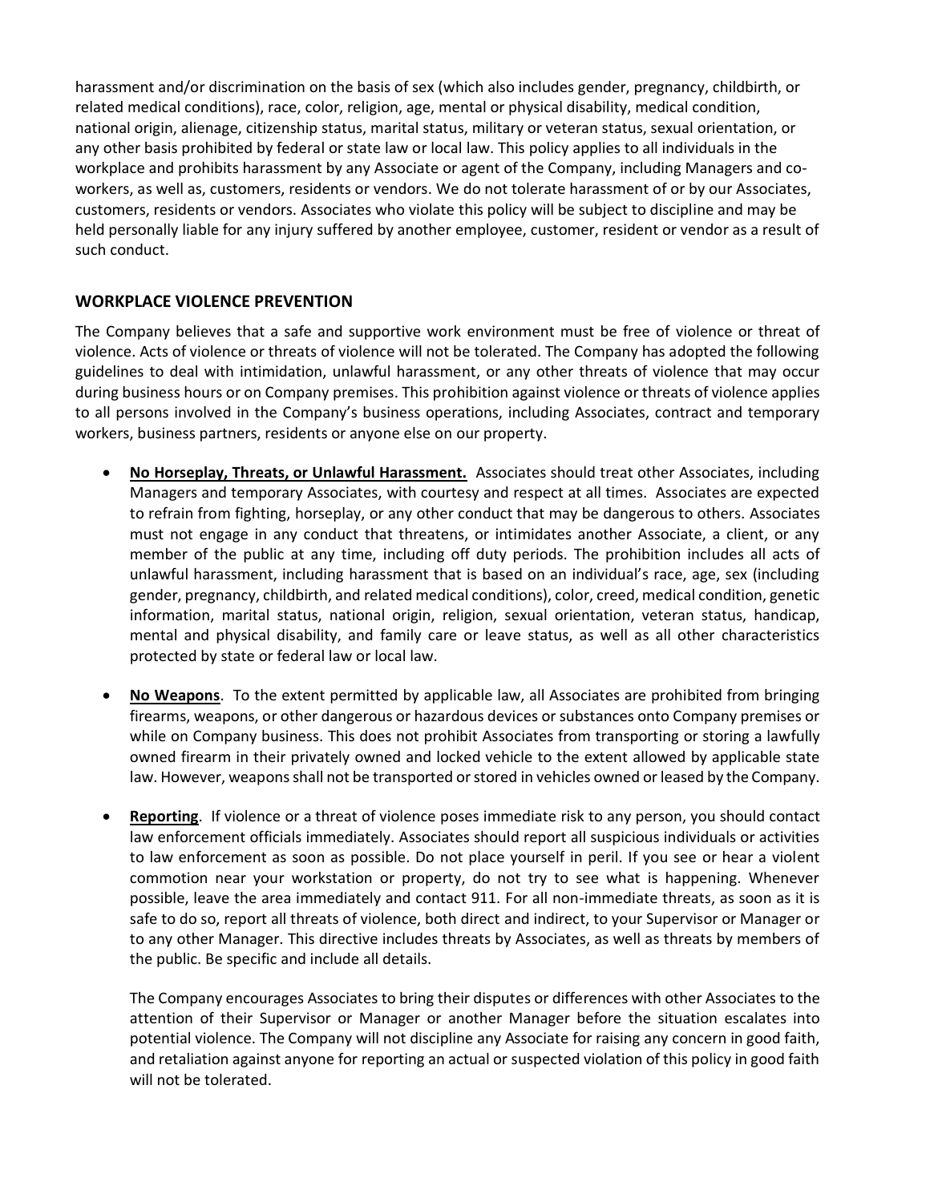harassment and/or discrimination on the basis of sex (which also includes gender, pregnancy, childbirth, or related medical conditions), race, color, religion, age, mental or physical disability, medical condition, national origin, alienage, citizenship status, marital status, military or veteran status, sexual orientation, or any other basis prohibited by federal or state law or local law. This policy applies to all individuals in the workplace and prohibits harassment by any Associate or agent of the Company, including Managers and co-workers, as well as, customers, residents or vendors. We do not tolerate harassment of or by our Associates, customers, residents or vendors. Associates who violate this policy will be subject to discipline and may be held personally liable for any injury suffered by another employee, customer, resident or vendor as a result of such conduct.

## WORKPLACE VIOLENCE PREVENTION

The Company believes that a safe and supportive work environment must be free of violence or threat of violence. Acts of violence or threats of violence will not be tolerated. The Company has adopted the following guidelines to deal with intimidation, unlawful harassment, or any other threats of violence that may occur during business hours or on Company premises. This prohibition against violence or threats of violence applies to all persons involved in the Company's business operations, including Associates, contract and temporary workers, business partners, residents or anyone else on our property.

- **No Horseplay, Threats, or Unlawful Harassment.** Associates should treat other Associates, including Managers and temporary Associates, with courtesy and respect at all times. Associates are expected to refrain from fighting, horseplay, or any other conduct that may be dangerous to others. Associates must not engage in any conduct that threatens, or intimidates another Associate, a client, or any member of the public at any time, including off duty periods. The prohibition includes all acts of unlawful harassment, including harassment that is based on an individual's race, age, sex (including gender, pregnancy, childbirth, and related medical conditions), color, creed, medical condition, genetic information, marital status, national origin, religion, sexual orientation, veteran status, handicap, mental and physical disability, and family care or leave status, as well as all other characteristics protected by state or federal law or local law.

- **No Weapons**. To the extent permitted by applicable law, all Associates are prohibited from bringing firearms, weapons, or other dangerous or hazardous devices or substances onto Company premises or while on Company business. This does not prohibit Associates from transporting or storing a lawfully owned firearm in their privately owned and locked vehicle to the extent allowed by applicable state law. However, weapons shall not be transported or stored in vehicles owned or leased by the Company.

- **Reporting**. If violence or a threat of violence poses immediate risk to any person, you should contact law enforcement officials immediately. Associates should report all suspicious individuals or activities to law enforcement as soon as possible. Do not place yourself in peril. If you see or hear a violent commotion near your workstation or property, do not try to see what is happening. Whenever possible, leave the area immediately and contact 911. For all non-immediate threats, as soon as it is safe to do so, report all threats of violence, both direct and indirect, to your Supervisor or Manager or to any other Manager. This directive includes threats by Associates, as well as threats by members of the public. Be specific and include all details.

  The Company encourages Associates to bring their disputes or differences with other Associates to the attention of their Supervisor or Manager or another Manager before the situation escalates into potential violence. The Company will not discipline any Associate for raising any concern in good faith, and retaliation against anyone for reporting an actual or suspected violation of this policy in good faith will not be tolerated.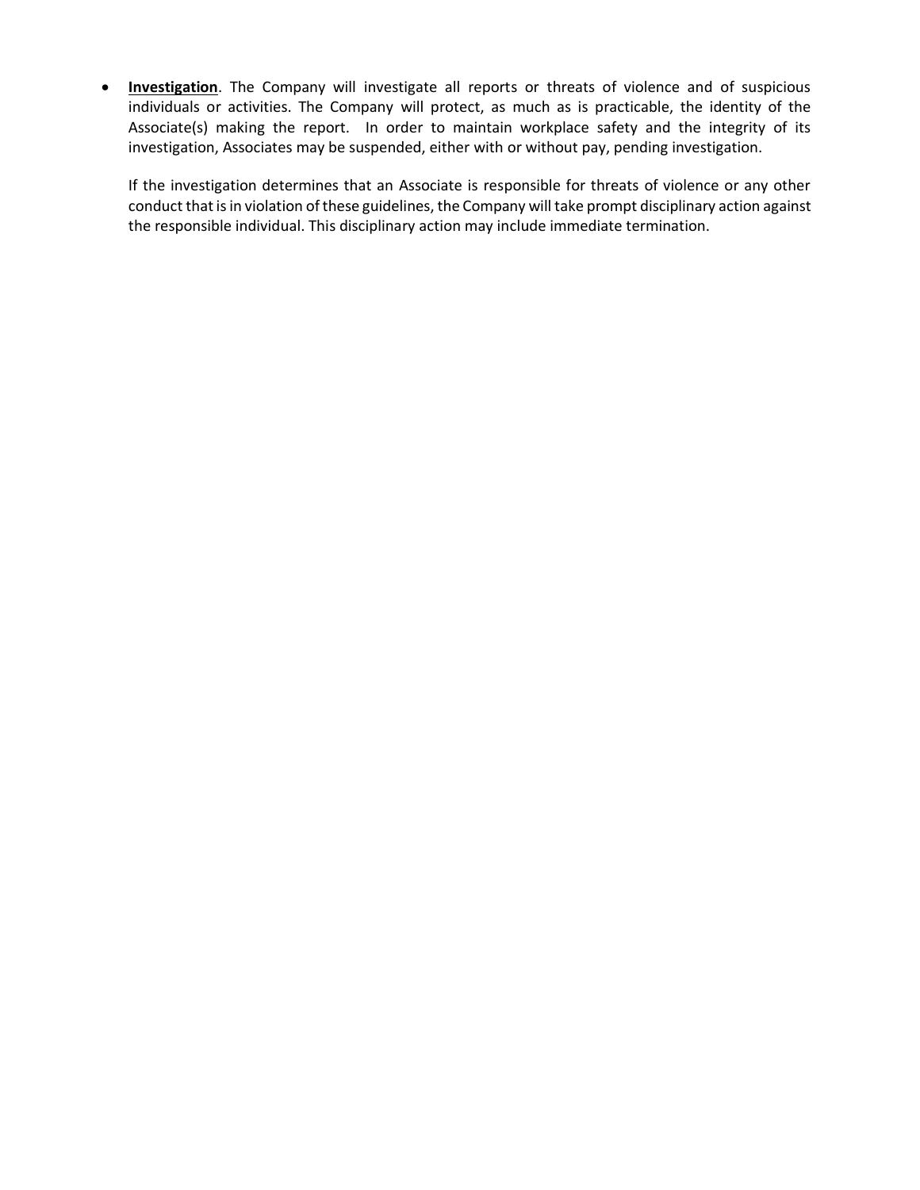- **Investigation**. The Company will investigate all reports or threats of violence and of suspicious individuals or activities. The Company will protect, as much as is practicable, the identity of the Associate(s) making the report. In order to maintain workplace safety and the integrity of its investigation, Associates may be suspended, either with or without pay, pending investigation.

  If the investigation determines that an Associate is responsible for threats of violence or any other conduct that is in violation of these guidelines, the Company will take prompt disciplinary action against the responsible individual. This disciplinary action may include immediate termination.